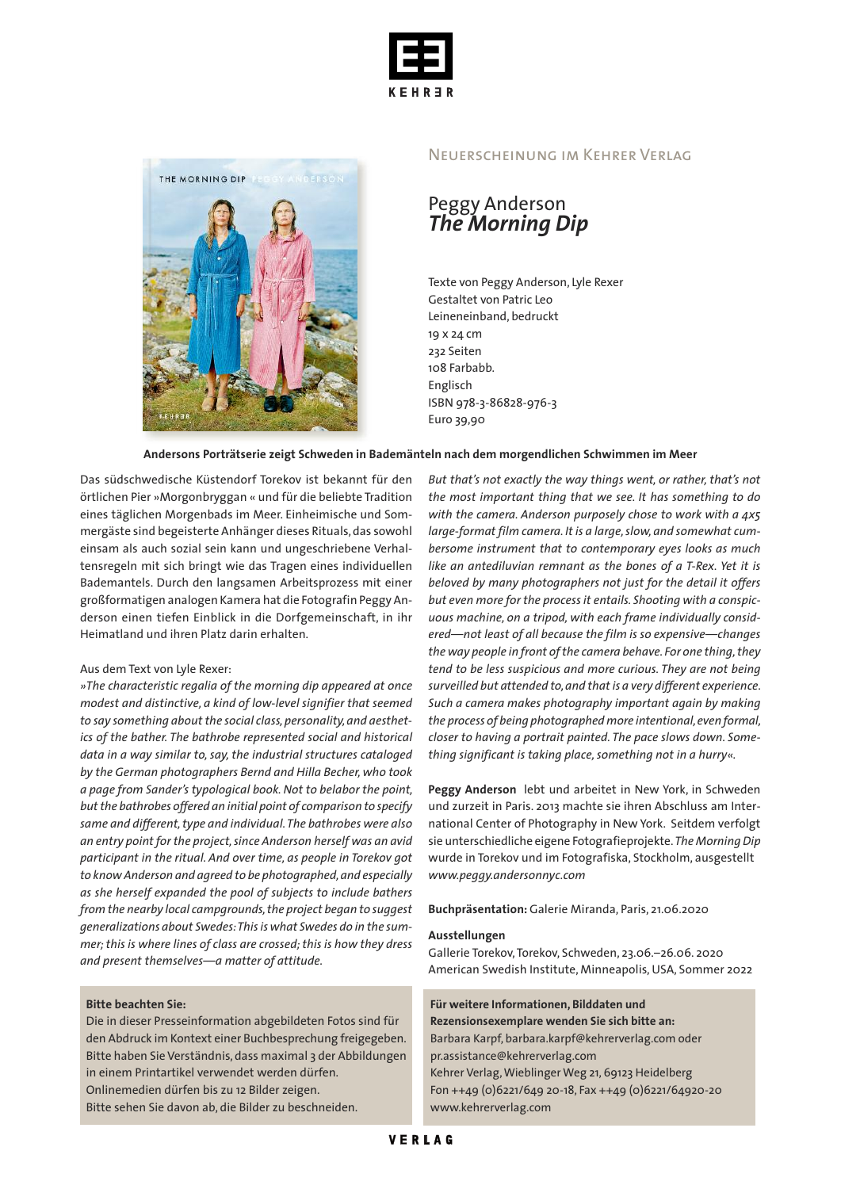KEHRER

## Neuerscheinung im Kehrer Verlag

# Peggy Anderson
# *The Morning Dip*

Texte von Peggy Anderson, Lyle Rexer
Gestaltet von Patric Leo
Leineneinband, bedruckt
19 x 24 cm
232 Seiten
108 Farbabb.
Englisch
ISBN 978-3-86828-976-3
Euro 39,90

**Andersons Porträtserie zeigt Schweden in Bademänteln nach dem morgendlichen Schwimmen im Meer**

Das südschwedische Küstendorf Torekov ist bekannt für den örtlichen Pier »Morgonbryggan « und für die beliebte Tradition eines täglichen Morgenbads im Meer. Einheimische und Sommergäste sind begeisterte Anhänger dieses Rituals, das sowohl einsam als auch sozial sein kann und ungeschriebene Verhaltensregeln mit sich bringt wie das Tragen eines individuellen Bademantels. Durch den langsamen Arbeitsprozess mit einer großformatigen analogen Kamera hat die Fotografin Peggy Anderson einen tiefen Einblick in die Dorfgemeinschaft, in ihr Heimatland und ihren Platz darin erhalten.

Aus dem Text von Lyle Rexer:

*»The characteristic regalia of the morning dip appeared at once modest and distinctive, a kind of low-level signifier that seemed to say something about the social class, personality, and aesthetics of the bather. The bathrobe represented social and historical data in a way similar to, say, the industrial structures cataloged by the German photographers Bernd and Hilla Becher, who took a page from Sander's typological book. Not to belabor the point, but the bathrobes offered an initial point of comparison to specify same and different, type and individual. The bathrobes were also an entry point for the project, since Anderson herself was an avid participant in the ritual. And over time, as people in Torekov got to know Anderson and agreed to be photographed, and especially as she herself expanded the pool of subjects to include bathers from the nearby local campgrounds, the project began to suggest generalizations about Swedes: This is what Swedes do in the summer; this is where lines of class are crossed; this is how they dress and present themselves—a matter of attitude.*

*But that's not exactly the way things went, or rather, that's not the most important thing that we see. It has something to do with the camera. Anderson purposely chose to work with a 4x5 large-format film camera. It is a large, slow, and somewhat cumbersome instrument that to contemporary eyes looks as much like an antediluvian remnant as the bones of a T-Rex. Yet it is beloved by many photographers not just for the detail it offers but even more for the process it entails. Shooting with a conspicuous machine, on a tripod, with each frame individually considered—not least of all because the film is so expensive—changes the way people in front of the camera behave. For one thing, they tend to be less suspicious and more curious. They are not being surveilled but attended to, and that is a very different experience. Such a camera makes photography important again by making the process of being photographed more intentional, even formal, closer to having a portrait painted. The pace slows down. Something significant is taking place, something not in a hurry«.*

**Peggy Anderson** lebt und arbeitet in New York, in Schweden und zurzeit in Paris. 2013 machte sie ihren Abschluss am International Center of Photography in New York. Seitdem verfolgt sie unterschiedliche eigene Fotografieprojekte. *The Morning Dip* wurde in Torekov und im Fotografiska, Stockholm, ausgestellt
*www.peggy.andersonnyc.com*

**Buchpräsentation:** Galerie Miranda, Paris, 21.06.2020

**Ausstellungen**
Gallerie Torekov, Torekov, Schweden, 23.06.–26.06. 2020
American Swedish Institute, Minneapolis, USA, Sommer 2022

**Bitte beachten Sie:**
Die in dieser Presseinformation abgebildeten Fotos sind für den Abdruck im Kontext einer Buchbesprechung freigegeben. Bitte haben Sie Verständnis, dass maximal 3 der Abbildungen in einem Printartikel verwendet werden dürfen.
Onlinemedien dürfen bis zu 12 Bilder zeigen.
Bitte sehen Sie davon ab, die Bilder zu beschneiden.

**Für weitere Informationen, Bilddaten und Rezensionsexemplare wenden Sie sich bitte an:**
Barbara Karpf, barbara.karpf@kehrerverlag.com oder pr.assistance@kehrerverlag.com
Kehrer Verlag, Wieblinger Weg 21, 69123 Heidelberg
Fon ++49 (0)6221/649 20-18, Fax ++49 (0)6221/64920-20
www.kehrerverlag.com

VERLAG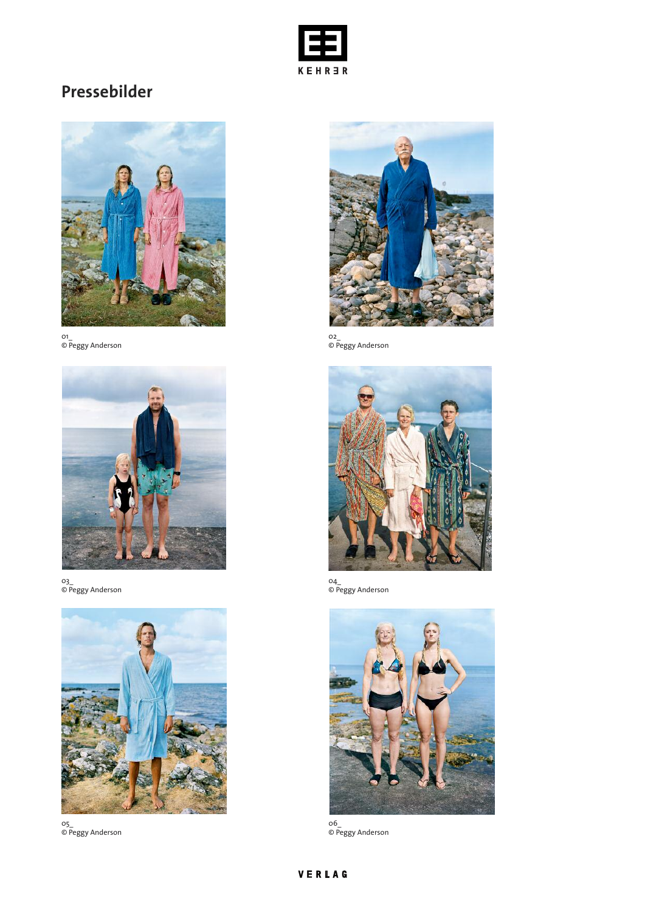# Pressebilder

01_
© Peggy Anderson

02_
© Peggy Anderson

03_
© Peggy Anderson

04_
© Peggy Anderson

05_
© Peggy Anderson

06_
© Peggy Anderson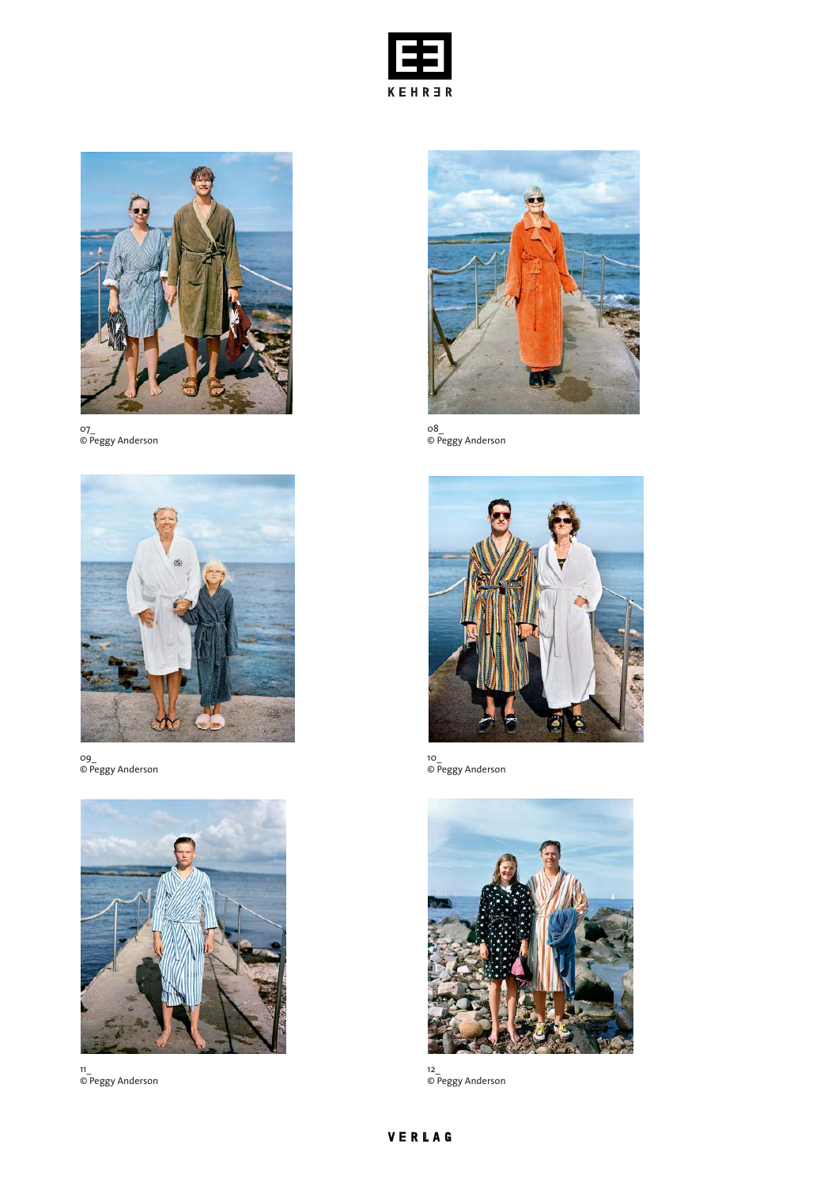KEHRER

07_
© Peggy Anderson

08_
© Peggy Anderson

09_
© Peggy Anderson

10_
© Peggy Anderson

11_
© Peggy Anderson

12_
© Peggy Anderson

VERLAG